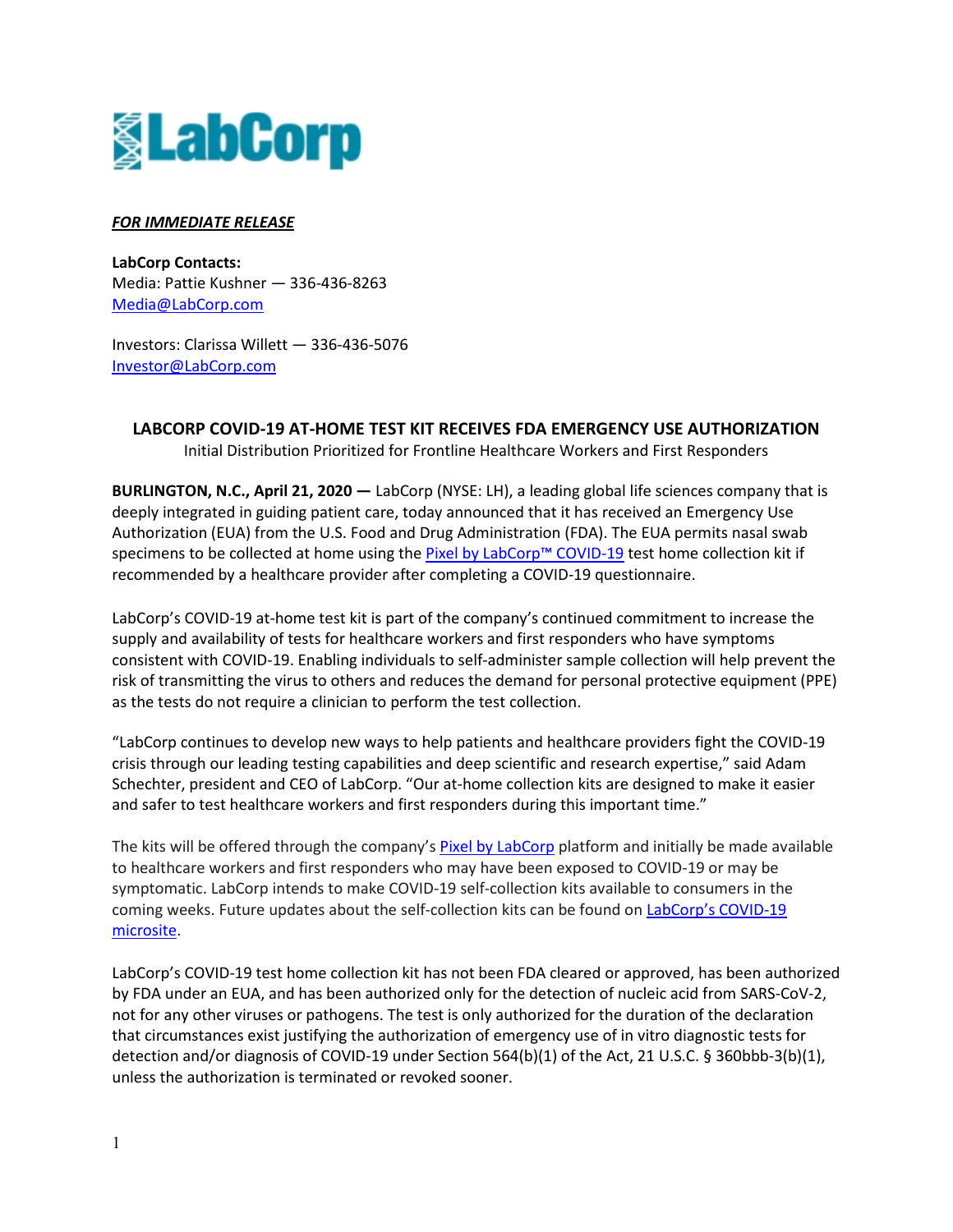LabCorp

***FOR IMMEDIATE RELEASE***

**LabCorp Contacts:**
Media: Pattie Kushner — 336-436-8263
Media@LabCorp.com

Investors: Clarissa Willett — 336-436-5076
Investor@LabCorp.com

# LABCORP COVID-19 AT-HOME TEST KIT RECEIVES FDA EMERGENCY USE AUTHORIZATION

Initial Distribution Prioritized for Frontline Healthcare Workers and First Responders

**BURLINGTON, N.C., April 21, 2020 —** LabCorp (NYSE: LH), a leading global life sciences company that is deeply integrated in guiding patient care, today announced that it has received an Emergency Use Authorization (EUA) from the U.S. Food and Drug Administration (FDA). The EUA permits nasal swab specimens to be collected at home using the Pixel by LabCorp™ COVID-19 test home collection kit if recommended by a healthcare provider after completing a COVID-19 questionnaire.

LabCorp's COVID-19 at-home test kit is part of the company's continued commitment to increase the supply and availability of tests for healthcare workers and first responders who have symptoms consistent with COVID-19. Enabling individuals to self-administer sample collection will help prevent the risk of transmitting the virus to others and reduces the demand for personal protective equipment (PPE) as the tests do not require a clinician to perform the test collection.

"LabCorp continues to develop new ways to help patients and healthcare providers fight the COVID-19 crisis through our leading testing capabilities and deep scientific and research expertise," said Adam Schechter, president and CEO of LabCorp. "Our at-home collection kits are designed to make it easier and safer to test healthcare workers and first responders during this important time."

The kits will be offered through the company's Pixel by LabCorp platform and initially be made available to healthcare workers and first responders who may have been exposed to COVID-19 or may be symptomatic. LabCorp intends to make COVID-19 self-collection kits available to consumers in the coming weeks. Future updates about the self-collection kits can be found on LabCorp's COVID-19 microsite.

LabCorp's COVID-19 test home collection kit has not been FDA cleared or approved, has been authorized by FDA under an EUA, and has been authorized only for the detection of nucleic acid from SARS-CoV-2, not for any other viruses or pathogens. The test is only authorized for the duration of the declaration that circumstances exist justifying the authorization of emergency use of in vitro diagnostic tests for detection and/or diagnosis of COVID-19 under Section 564(b)(1) of the Act, 21 U.S.C. § 360bbb-3(b)(1), unless the authorization is terminated or revoked sooner.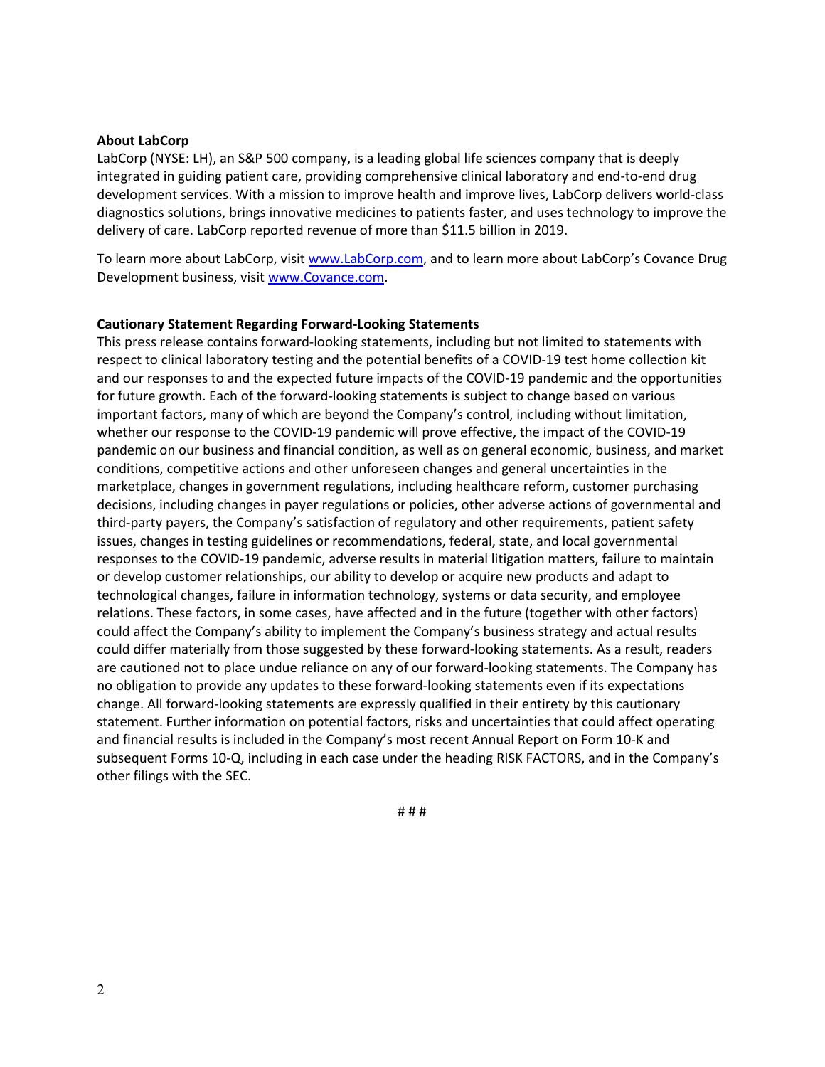**About LabCorp**

LabCorp (NYSE: LH), an S&P 500 company, is a leading global life sciences company that is deeply integrated in guiding patient care, providing comprehensive clinical laboratory and end-to-end drug development services. With a mission to improve health and improve lives, LabCorp delivers world-class diagnostics solutions, brings innovative medicines to patients faster, and uses technology to improve the delivery of care. LabCorp reported revenue of more than $11.5 billion in 2019.

To learn more about LabCorp, visit [www.LabCorp.com](http://www.LabCorp.com), and to learn more about LabCorp's Covance Drug Development business, visit [www.Covance.com](http://www.Covance.com).

**Cautionary Statement Regarding Forward-Looking Statements**

This press release contains forward-looking statements, including but not limited to statements with respect to clinical laboratory testing and the potential benefits of a COVID-19 test home collection kit and our responses to and the expected future impacts of the COVID-19 pandemic and the opportunities for future growth. Each of the forward-looking statements is subject to change based on various important factors, many of which are beyond the Company's control, including without limitation, whether our response to the COVID-19 pandemic will prove effective, the impact of the COVID-19 pandemic on our business and financial condition, as well as on general economic, business, and market conditions, competitive actions and other unforeseen changes and general uncertainties in the marketplace, changes in government regulations, including healthcare reform, customer purchasing decisions, including changes in payer regulations or policies, other adverse actions of governmental and third-party payers, the Company's satisfaction of regulatory and other requirements, patient safety issues, changes in testing guidelines or recommendations, federal, state, and local governmental responses to the COVID-19 pandemic, adverse results in material litigation matters, failure to maintain or develop customer relationships, our ability to develop or acquire new products and adapt to technological changes, failure in information technology, systems or data security, and employee relations. These factors, in some cases, have affected and in the future (together with other factors) could affect the Company's ability to implement the Company's business strategy and actual results could differ materially from those suggested by these forward-looking statements. As a result, readers are cautioned not to place undue reliance on any of our forward-looking statements. The Company has no obligation to provide any updates to these forward-looking statements even if its expectations change. All forward-looking statements are expressly qualified in their entirety by this cautionary statement. Further information on potential factors, risks and uncertainties that could affect operating and financial results is included in the Company's most recent Annual Report on Form 10-K and subsequent Forms 10-Q, including in each case under the heading RISK FACTORS, and in the Company's other filings with the SEC.

# # #